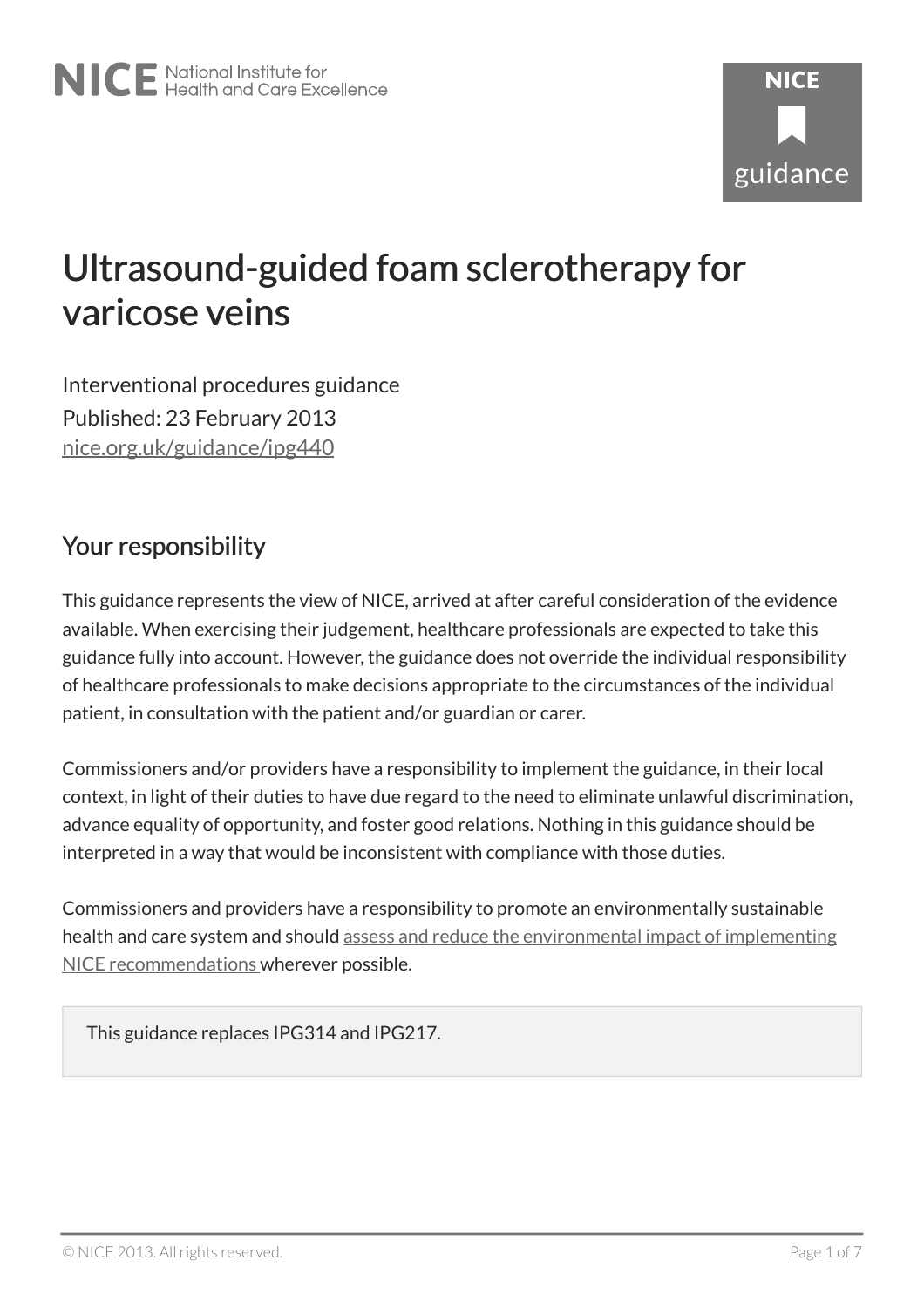# Ultrasound-guided foam sclerotherapy for varicose veins

Interventional procedures guidance

Published: 23 February 2013

nice.org.uk/guidance/ipg440

## Your responsibility

This guidance represents the view of NICE, arrived at after careful consideration of the evidence available. When exercising their judgement, healthcare professionals are expected to take this guidance fully into account. However, the guidance does not override the individual responsibility of healthcare professionals to make decisions appropriate to the circumstances of the individual patient, in consultation with the patient and/or guardian or carer.

Commissioners and/or providers have a responsibility to implement the guidance, in their local context, in light of their duties to have due regard to the need to eliminate unlawful discrimination, advance equality of opportunity, and foster good relations. Nothing in this guidance should be interpreted in a way that would be inconsistent with compliance with those duties.

Commissioners and providers have a responsibility to promote an environmentally sustainable health and care system and should assess and reduce the environmental impact of implementing NICE recommendations wherever possible.

> This guidance replaces IPG314 and IPG217.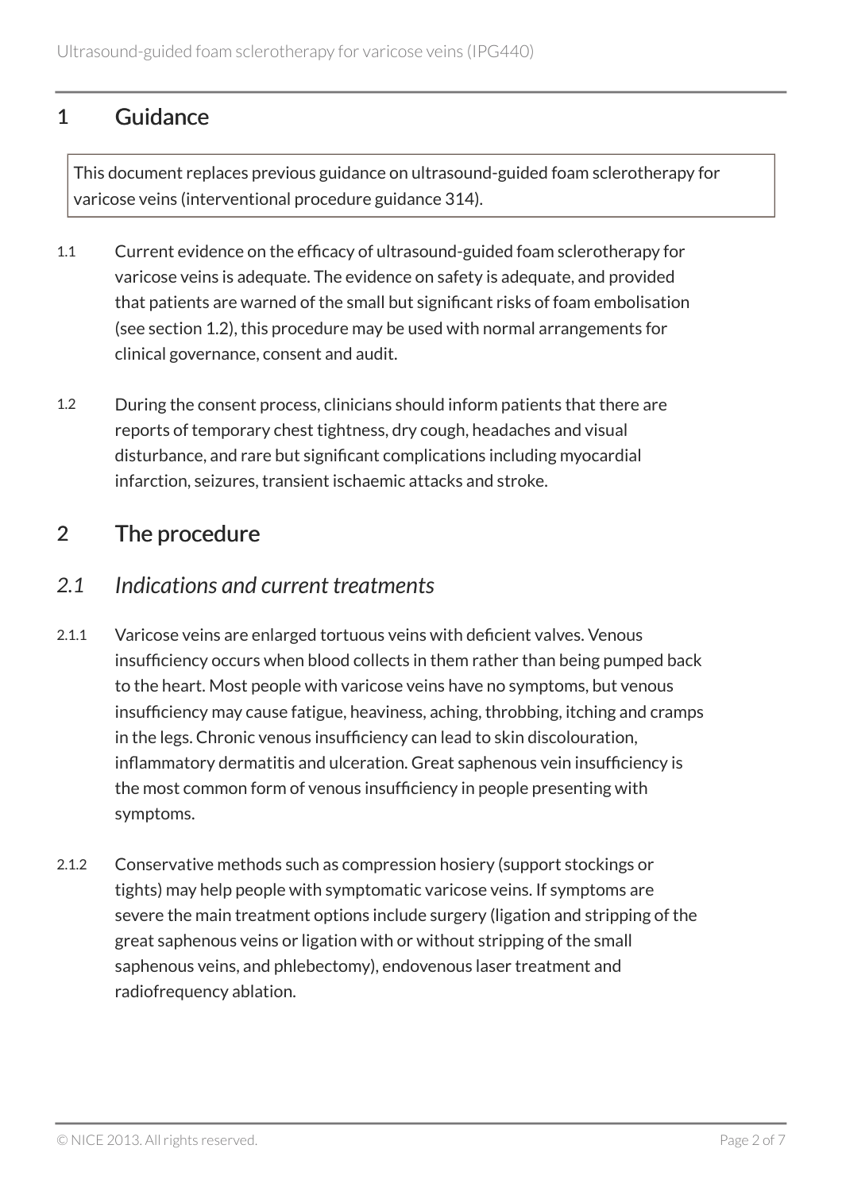## 1 Guidance

This document replaces previous guidance on ultrasound-guided foam sclerotherapy for varicose veins (interventional procedure guidance 314).

1.1 Current evidence on the efficacy of ultrasound-guided foam sclerotherapy for varicose veins is adequate. The evidence on safety is adequate, and provided that patients are warned of the small but significant risks of foam embolisation (see section 1.2), this procedure may be used with normal arrangements for clinical governance, consent and audit.

1.2 During the consent process, clinicians should inform patients that there are reports of temporary chest tightness, dry cough, headaches and visual disturbance, and rare but significant complications including myocardial infarction, seizures, transient ischaemic attacks and stroke.

## 2 The procedure

### *2.1 Indications and current treatments*

2.1.1 Varicose veins are enlarged tortuous veins with deficient valves. Venous insufficiency occurs when blood collects in them rather than being pumped back to the heart. Most people with varicose veins have no symptoms, but venous insufficiency may cause fatigue, heaviness, aching, throbbing, itching and cramps in the legs. Chronic venous insufficiency can lead to skin discolouration, inflammatory dermatitis and ulceration. Great saphenous vein insufficiency is the most common form of venous insufficiency in people presenting with symptoms.

2.1.2 Conservative methods such as compression hosiery (support stockings or tights) may help people with symptomatic varicose veins. If symptoms are severe the main treatment options include surgery (ligation and stripping of the great saphenous veins or ligation with or without stripping of the small saphenous veins, and phlebectomy), endovenous laser treatment and radiofrequency ablation.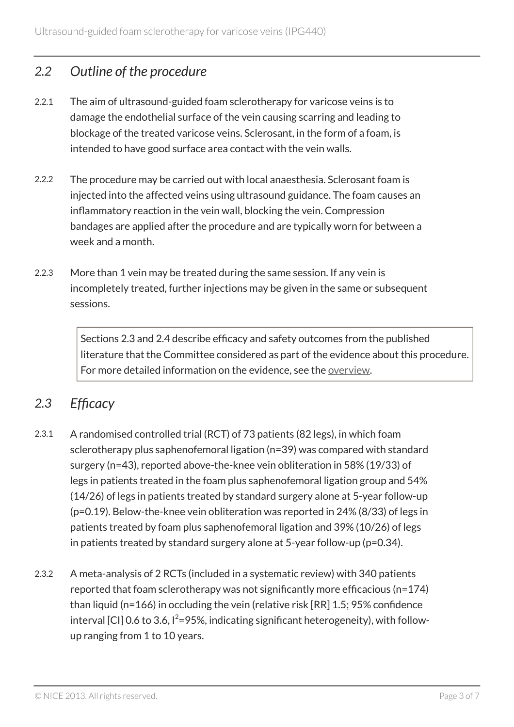## *2.2 Outline of the procedure*

2.2.1 The aim of ultrasound-guided foam sclerotherapy for varicose veins is to damage the endothelial surface of the vein causing scarring and leading to blockage of the treated varicose veins. Sclerosant, in the form of a foam, is intended to have good surface area contact with the vein walls.

2.2.2 The procedure may be carried out with local anaesthesia. Sclerosant foam is injected into the affected veins using ultrasound guidance. The foam causes an inflammatory reaction in the vein wall, blocking the vein. Compression bandages are applied after the procedure and are typically worn for between a week and a month.

2.2.3 More than 1 vein may be treated during the same session. If any vein is incompletely treated, further injections may be given in the same or subsequent sessions.

> Sections 2.3 and 2.4 describe efficacy and safety outcomes from the published literature that the Committee considered as part of the evidence about this procedure. For more detailed information on the evidence, see the overview.

## *2.3 Efficacy*

2.3.1 A randomised controlled trial (RCT) of 73 patients (82 legs), in which foam sclerotherapy plus saphenofemoral ligation (n=39) was compared with standard surgery (n=43), reported above-the-knee vein obliteration in 58% (19/33) of legs in patients treated in the foam plus saphenofemoral ligation group and 54% (14/26) of legs in patients treated by standard surgery alone at 5-year follow-up (p=0.19). Below-the-knee vein obliteration was reported in 24% (8/33) of legs in patients treated by foam plus saphenofemoral ligation and 39% (10/26) of legs in patients treated by standard surgery alone at 5-year follow-up (p=0.34).

2.3.2 A meta-analysis of 2 RCTs (included in a systematic review) with 340 patients reported that foam sclerotherapy was not significantly more efficacious (n=174) than liquid (n=166) in occluding the vein (relative risk [RR] 1.5; 95% confidence interval [CI] 0.6 to 3.6, $I^2$=95%, indicating significant heterogeneity), with follow-up ranging from 1 to 10 years.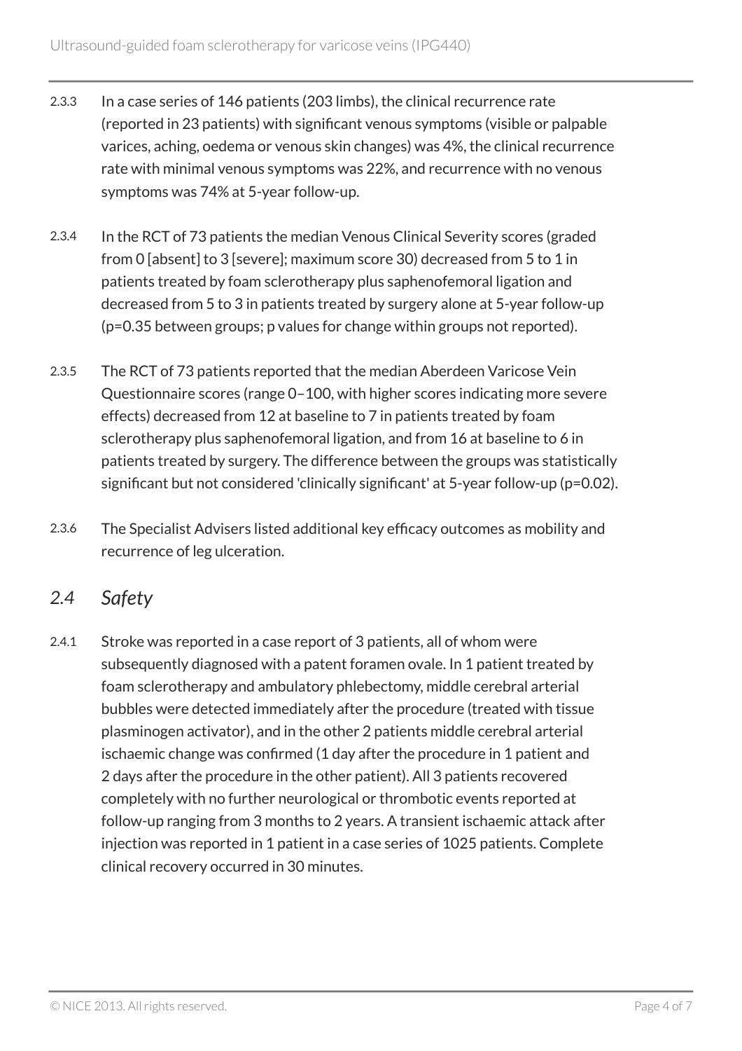2.3.3 In a case series of 146 patients (203 limbs), the clinical recurrence rate (reported in 23 patients) with significant venous symptoms (visible or palpable varices, aching, oedema or venous skin changes) was 4%, the clinical recurrence rate with minimal venous symptoms was 22%, and recurrence with no venous symptoms was 74% at 5-year follow-up.

2.3.4 In the RCT of 73 patients the median Venous Clinical Severity scores (graded from 0 [absent] to 3 [severe]; maximum score 30) decreased from 5 to 1 in patients treated by foam sclerotherapy plus saphenofemoral ligation and decreased from 5 to 3 in patients treated by surgery alone at 5-year follow-up ($p=0.35$ between groups; p values for change within groups not reported).

2.3.5 The RCT of 73 patients reported that the median Aberdeen Varicose Vein Questionnaire scores (range 0–100, with higher scores indicating more severe effects) decreased from 12 at baseline to 7 in patients treated by foam sclerotherapy plus saphenofemoral ligation, and from 16 at baseline to 6 in patients treated by surgery. The difference between the groups was statistically significant but not considered 'clinically significant' at 5-year follow-up ($p=0.02$).

2.3.6 The Specialist Advisers listed additional key efficacy outcomes as mobility and recurrence of leg ulceration.

## *2.4 Safety*

2.4.1 Stroke was reported in a case report of 3 patients, all of whom were subsequently diagnosed with a patent foramen ovale. In 1 patient treated by foam sclerotherapy and ambulatory phlebectomy, middle cerebral arterial bubbles were detected immediately after the procedure (treated with tissue plasminogen activator), and in the other 2 patients middle cerebral arterial ischaemic change was confirmed (1 day after the procedure in 1 patient and 2 days after the procedure in the other patient). All 3 patients recovered completely with no further neurological or thrombotic events reported at follow-up ranging from 3 months to 2 years. A transient ischaemic attack after injection was reported in 1 patient in a case series of 1025 patients. Complete clinical recovery occurred in 30 minutes.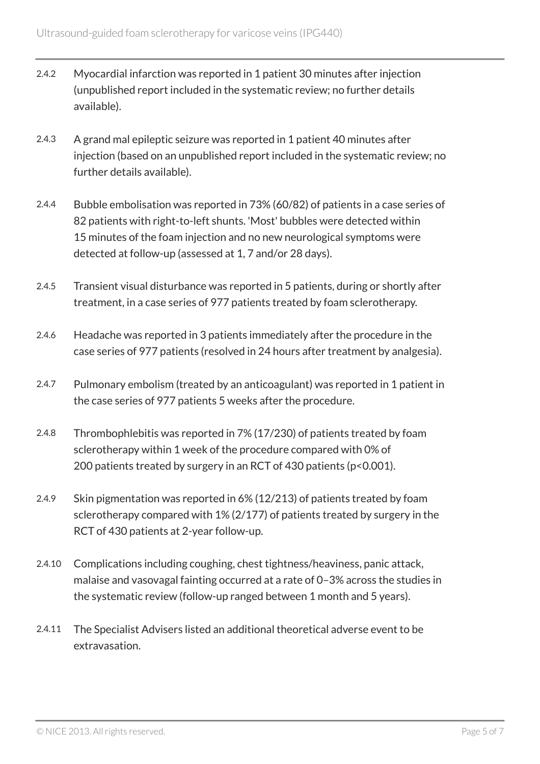2.4.2 Myocardial infarction was reported in 1 patient 30 minutes after injection (unpublished report included in the systematic review; no further details available).

2.4.3 A grand mal epileptic seizure was reported in 1 patient 40 minutes after injection (based on an unpublished report included in the systematic review; no further details available).

2.4.4 Bubble embolisation was reported in 73% (60/82) of patients in a case series of 82 patients with right-to-left shunts. 'Most' bubbles were detected within 15 minutes of the foam injection and no new neurological symptoms were detected at follow-up (assessed at 1, 7 and/or 28 days).

2.4.5 Transient visual disturbance was reported in 5 patients, during or shortly after treatment, in a case series of 977 patients treated by foam sclerotherapy.

2.4.6 Headache was reported in 3 patients immediately after the procedure in the case series of 977 patients (resolved in 24 hours after treatment by analgesia).

2.4.7 Pulmonary embolism (treated by an anticoagulant) was reported in 1 patient in the case series of 977 patients 5 weeks after the procedure.

2.4.8 Thrombophlebitis was reported in 7% (17/230) of patients treated by foam sclerotherapy within 1 week of the procedure compared with 0% of 200 patients treated by surgery in an RCT of 430 patients ($p<0.001$).

2.4.9 Skin pigmentation was reported in 6% (12/213) of patients treated by foam sclerotherapy compared with 1% (2/177) of patients treated by surgery in the RCT of 430 patients at 2-year follow-up.

2.4.10 Complications including coughing, chest tightness/heaviness, panic attack, malaise and vasovagal fainting occurred at a rate of 0–3% across the studies in the systematic review (follow-up ranged between 1 month and 5 years).

2.4.11 The Specialist Advisers listed an additional theoretical adverse event to be extravasation.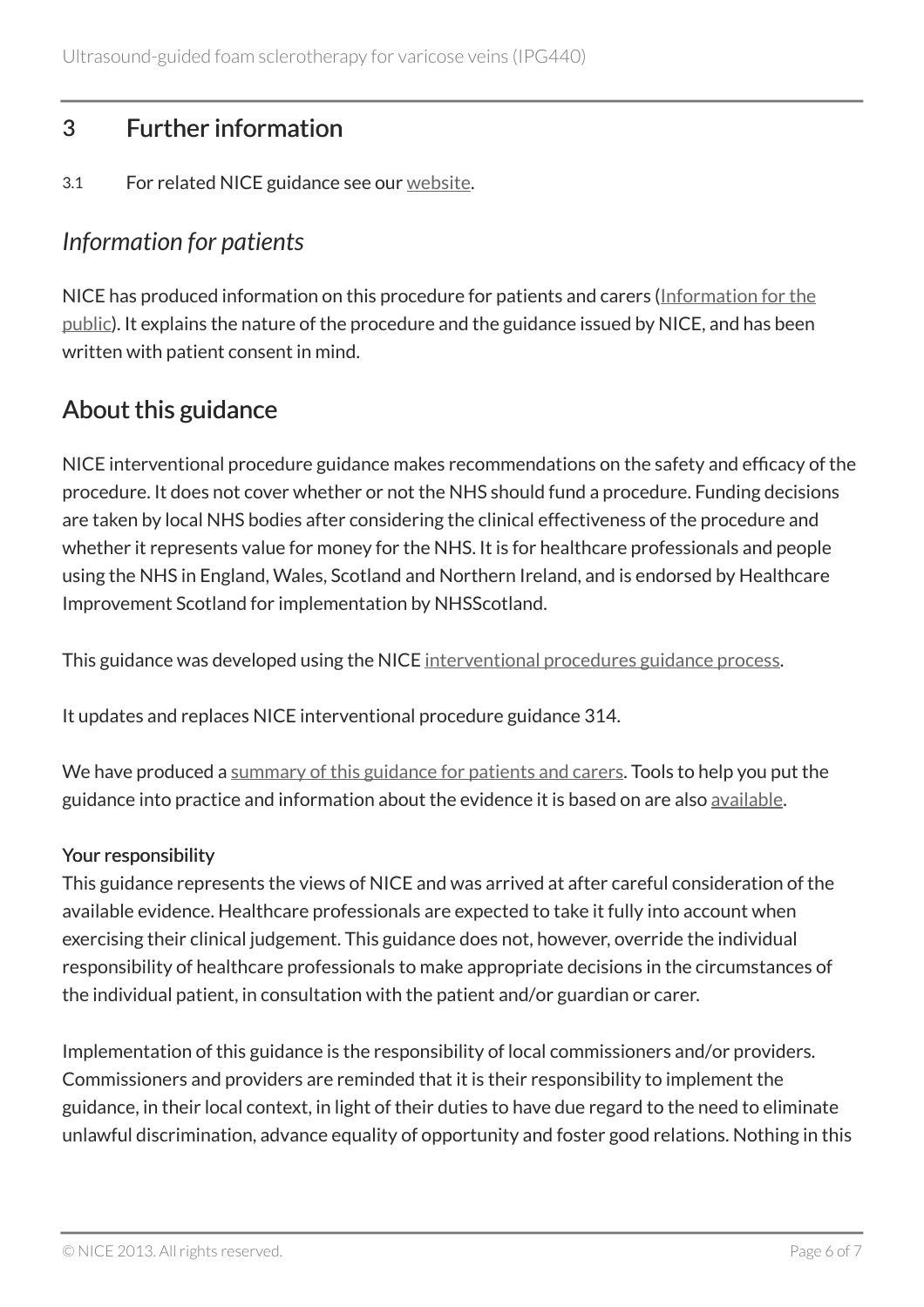## 3 Further information

3.1 For related NICE guidance see our website.

### *Information for patients*

NICE has produced information on this procedure for patients and carers (Information for the public). It explains the nature of the procedure and the guidance issued by NICE, and has been written with patient consent in mind.

## About this guidance

NICE interventional procedure guidance makes recommendations on the safety and efficacy of the procedure. It does not cover whether or not the NHS should fund a procedure. Funding decisions are taken by local NHS bodies after considering the clinical effectiveness of the procedure and whether it represents value for money for the NHS. It is for healthcare professionals and people using the NHS in England, Wales, Scotland and Northern Ireland, and is endorsed by Healthcare Improvement Scotland for implementation by NHSScotland.

This guidance was developed using the NICE interventional procedures guidance process.

It updates and replaces NICE interventional procedure guidance 314.

We have produced a summary of this guidance for patients and carers. Tools to help you put the guidance into practice and information about the evidence it is based on are also available.

#### Your responsibility

This guidance represents the views of NICE and was arrived at after careful consideration of the available evidence. Healthcare professionals are expected to take it fully into account when exercising their clinical judgement. This guidance does not, however, override the individual responsibility of healthcare professionals to make appropriate decisions in the circumstances of the individual patient, in consultation with the patient and/or guardian or carer.

Implementation of this guidance is the responsibility of local commissioners and/or providers. Commissioners and providers are reminded that it is their responsibility to implement the guidance, in their local context, in light of their duties to have due regard to the need to eliminate unlawful discrimination, advance equality of opportunity and foster good relations. Nothing in this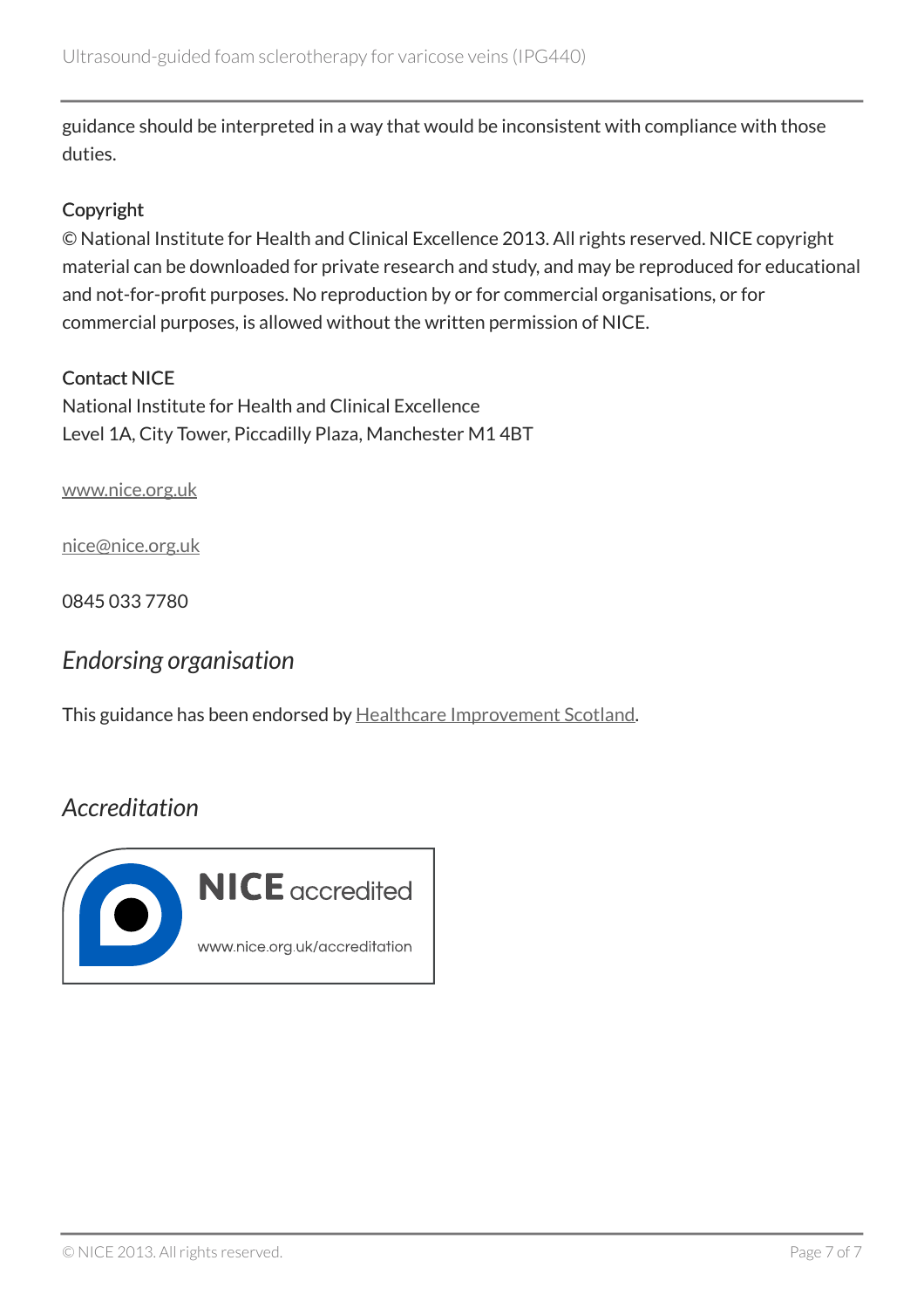guidance should be interpreted in a way that would be inconsistent with compliance with those duties.

Copyright

© National Institute for Health and Clinical Excellence 2013. All rights reserved. NICE copyright material can be downloaded for private research and study, and may be reproduced for educational and not-for-profit purposes. No reproduction by or for commercial organisations, or for commercial purposes, is allowed without the written permission of NICE.

Contact NICE

National Institute for Health and Clinical Excellence
Level 1A, City Tower, Piccadilly Plaza, Manchester M1 4BT

www.nice.org.uk

nice@nice.org.uk

0845 033 7780

## *Endorsing organisation*

This guidance has been endorsed by Healthcare Improvement Scotland.

## *Accreditation*

NICE accredited

www.nice.org.uk/accreditation